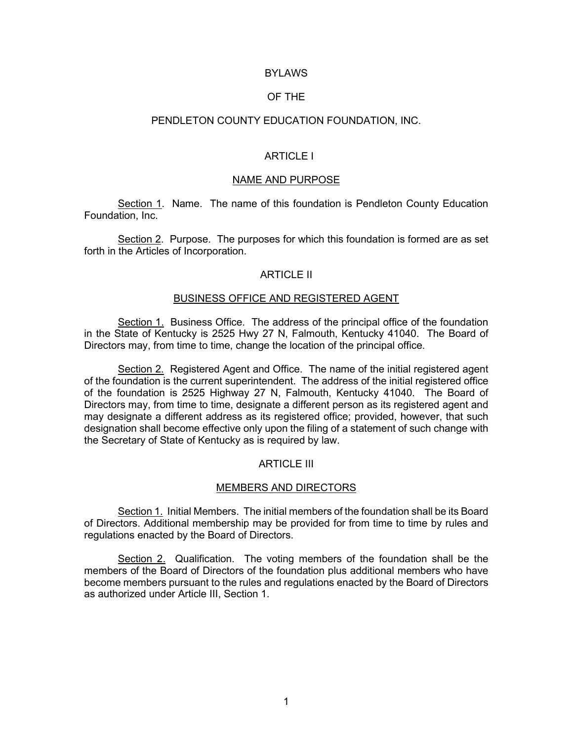# BYLAWS

# OF THE

# PENDLETON COUNTY EDUCATION FOUNDATION, INC.

## ARTICLE I

## NAME AND PURPOSE

Section 1. Name. The name of this foundation is Pendleton County Education Foundation, Inc.

Section 2. Purpose. The purposes for which this foundation is formed are as set forth in the Articles of Incorporation.

## ARTICLE II

## BUSINESS OFFICE AND REGISTERED AGENT

Section 1. Business Office. The address of the principal office of the foundation in the State of Kentucky is 2525 Hwy 27 N, Falmouth, Kentucky 41040. The Board of Directors may, from time to time, change the location of the principal office.

Section 2. Registered Agent and Office. The name of the initial registered agent of the foundation is the current superintendent. The address of the initial registered office of the foundation is 2525 Highway 27 N, Falmouth, Kentucky 41040. The Board of Directors may, from time to time, designate a different person as its registered agent and may designate a different address as its registered office; provided, however, that such designation shall become effective only upon the filing of a statement of such change with the Secretary of State of Kentucky as is required by law.

## ARTICLE III

## MEMBERS AND DIRECTORS

Section 1. Initial Members. The initial members of the foundation shall be its Board of Directors. Additional membership may be provided for from time to time by rules and regulations enacted by the Board of Directors.

Section 2. Qualification. The voting members of the foundation shall be the members of the Board of Directors of the foundation plus additional members who have become members pursuant to the rules and regulations enacted by the Board of Directors as authorized under Article III, Section 1.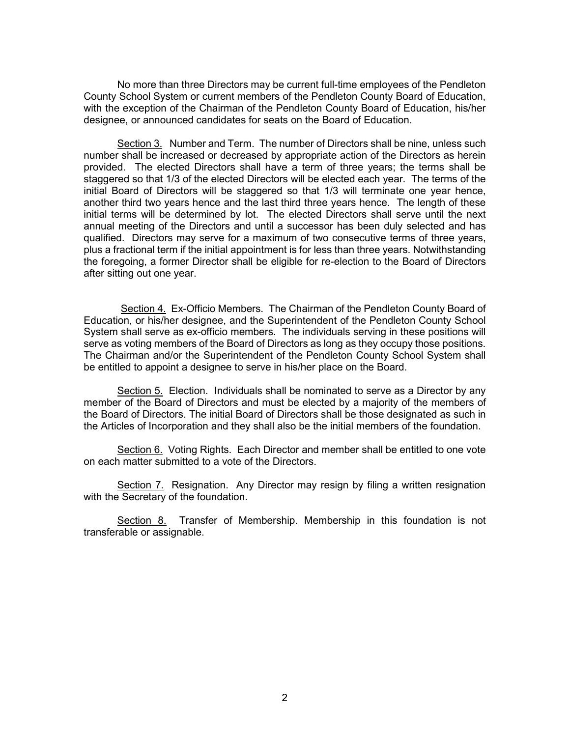No more than three Directors may be current full-time employees of the Pendleton County School System or current members of the Pendleton County Board of Education, with the exception of the Chairman of the Pendleton County Board of Education, his/her designee, or announced candidates for seats on the Board of Education.

<u>Section 3.</u> Number and Term. The number of Directors shall be nine, unless such number shall be increased or decreased by appropriate action of the Directors as herein provided. The elected Directors shall have a term of three years; the terms shall be staggered so that 1/3 of the elected Directors will be elected each year. The terms of the initial Board of Directors will be staggered so that 1/3 will terminate one year hence, another third two years hence and the last third three years hence. The length of these initial terms will be determined by lot. The elected Directors shall serve until the next annual meeting of the Directors and until a successor has been duly selected and has qualified. Directors may serve for a maximum of two consecutive terms of three years, plus a fractional term if the initial appointment is for less than three years. Notwithstanding the foregoing, a former Director shall be eligible for re-election to the Board of Directors after sitting out one year.

<u>Section 4.</u> Ex-Officio Members. The Chairman of the Pendleton County Board of Education, or his/her designee, and the Superintendent of the Pendleton County School System shall serve as ex-officio members. The individuals serving in these positions will serve as voting members of the Board of Directors as long as they occupy those positions. The Chairman and/or the Superintendent of the Pendleton County School System shall be entitled to appoint a designee to serve in his/her place on the Board.

<u>Section 5.</u> Election. Individuals shall be nominated to serve as a Director by any member of the Board of Directors and must be elected by a majority of the members of the Board of Directors. The initial Board of Directors shall be those designated as such in the Articles of Incorporation and they shall also be the initial members of the foundation.

<u>Section 6.</u> Voting Rights. Each Director and member shall be entitled to one vote on each matter submitted to a vote of the Directors.

<u>Section 7.</u> Resignation. Any Director may resign by filing a written resignation with the Secretary of the foundation.

<u>Section 8.</u> Transfer of Membership. Membership in this foundation is not transferable or assignable.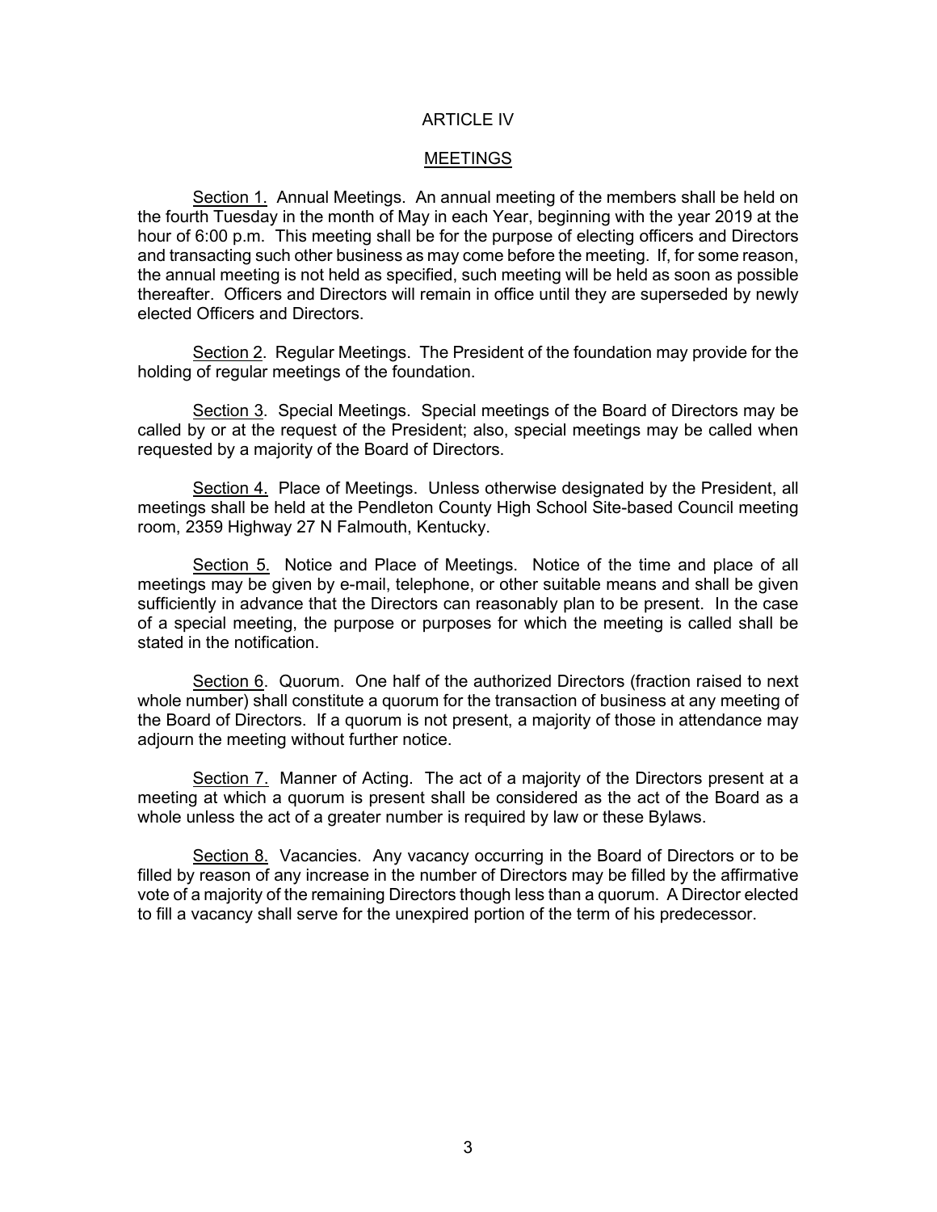# ARTICLE IV

## MEETINGS

Section 1. Annual Meetings. An annual meeting of the members shall be held on the fourth Tuesday in the month of May in each Year, beginning with the year 2019 at the hour of 6:00 p.m. This meeting shall be for the purpose of electing officers and Directors and transacting such other business as may come before the meeting. If, for some reason, the annual meeting is not held as specified, such meeting will be held as soon as possible thereafter. Officers and Directors will remain in office until they are superseded by newly elected Officers and Directors.

Section 2. Regular Meetings. The President of the foundation may provide for the holding of regular meetings of the foundation.

Section 3. Special Meetings. Special meetings of the Board of Directors may be called by or at the request of the President; also, special meetings may be called when requested by a majority of the Board of Directors.

Section 4. Place of Meetings. Unless otherwise designated by the President, all meetings shall be held at the Pendleton County High School Site-based Council meeting room, 2359 Highway 27 N Falmouth, Kentucky.

Section 5. Notice and Place of Meetings. Notice of the time and place of all meetings may be given by e-mail, telephone, or other suitable means and shall be given sufficiently in advance that the Directors can reasonably plan to be present. In the case of a special meeting, the purpose or purposes for which the meeting is called shall be stated in the notification.

Section 6. Quorum. One half of the authorized Directors (fraction raised to next whole number) shall constitute a quorum for the transaction of business at any meeting of the Board of Directors. If a quorum is not present, a majority of those in attendance may adjourn the meeting without further notice.

Section 7. Manner of Acting. The act of a majority of the Directors present at a meeting at which a quorum is present shall be considered as the act of the Board as a whole unless the act of a greater number is required by law or these Bylaws.

Section 8. Vacancies. Any vacancy occurring in the Board of Directors or to be filled by reason of any increase in the number of Directors may be filled by the affirmative vote of a majority of the remaining Directors though less than a quorum. A Director elected to fill a vacancy shall serve for the unexpired portion of the term of his predecessor.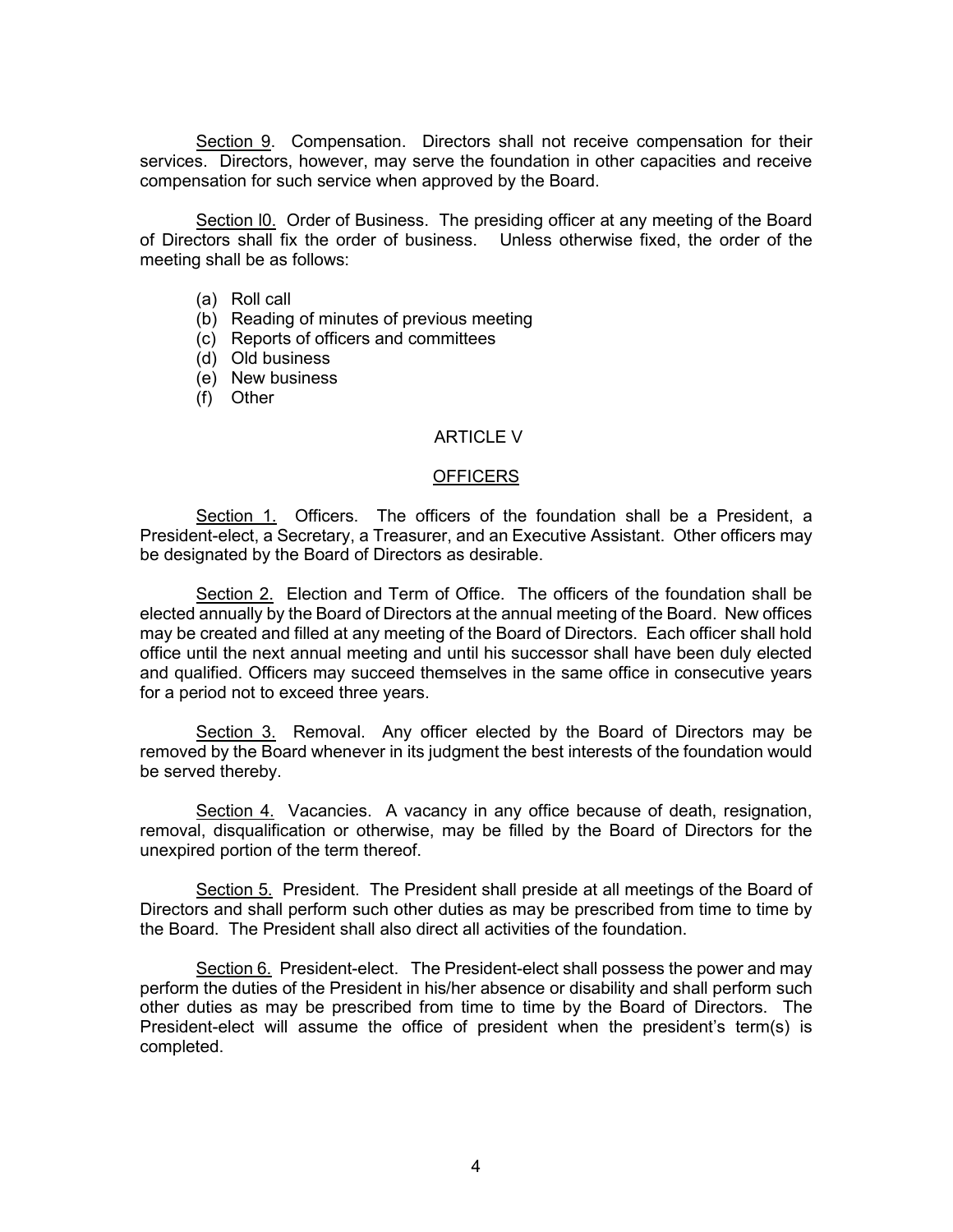Section 9. Compensation. Directors shall not receive compensation for their services. Directors, however, may serve the foundation in other capacities and receive compensation for such service when approved by the Board.

Section l0. Order of Business. The presiding officer at any meeting of the Board of Directors shall fix the order of business. Unless otherwise fixed, the order of the meeting shall be as follows:

(a) Roll call
(b) Reading of minutes of previous meeting
(c) Reports of officers and committees
(d) Old business
(e) New business
(f) Other

## ARTICLE V

## OFFICERS

Section 1. Officers. The officers of the foundation shall be a President, a President-elect, a Secretary, a Treasurer, and an Executive Assistant. Other officers may be designated by the Board of Directors as desirable.

Section 2. Election and Term of Office. The officers of the foundation shall be elected annually by the Board of Directors at the annual meeting of the Board. New offices may be created and filled at any meeting of the Board of Directors. Each officer shall hold office until the next annual meeting and until his successor shall have been duly elected and qualified. Officers may succeed themselves in the same office in consecutive years for a period not to exceed three years.

Section 3. Removal. Any officer elected by the Board of Directors may be removed by the Board whenever in its judgment the best interests of the foundation would be served thereby.

Section 4. Vacancies. A vacancy in any office because of death, resignation, removal, disqualification or otherwise, may be filled by the Board of Directors for the unexpired portion of the term thereof.

Section 5. President. The President shall preside at all meetings of the Board of Directors and shall perform such other duties as may be prescribed from time to time by the Board. The President shall also direct all activities of the foundation.

Section 6. President-elect. The President-elect shall possess the power and may perform the duties of the President in his/her absence or disability and shall perform such other duties as may be prescribed from time to time by the Board of Directors. The President-elect will assume the office of president when the president's term(s) is completed.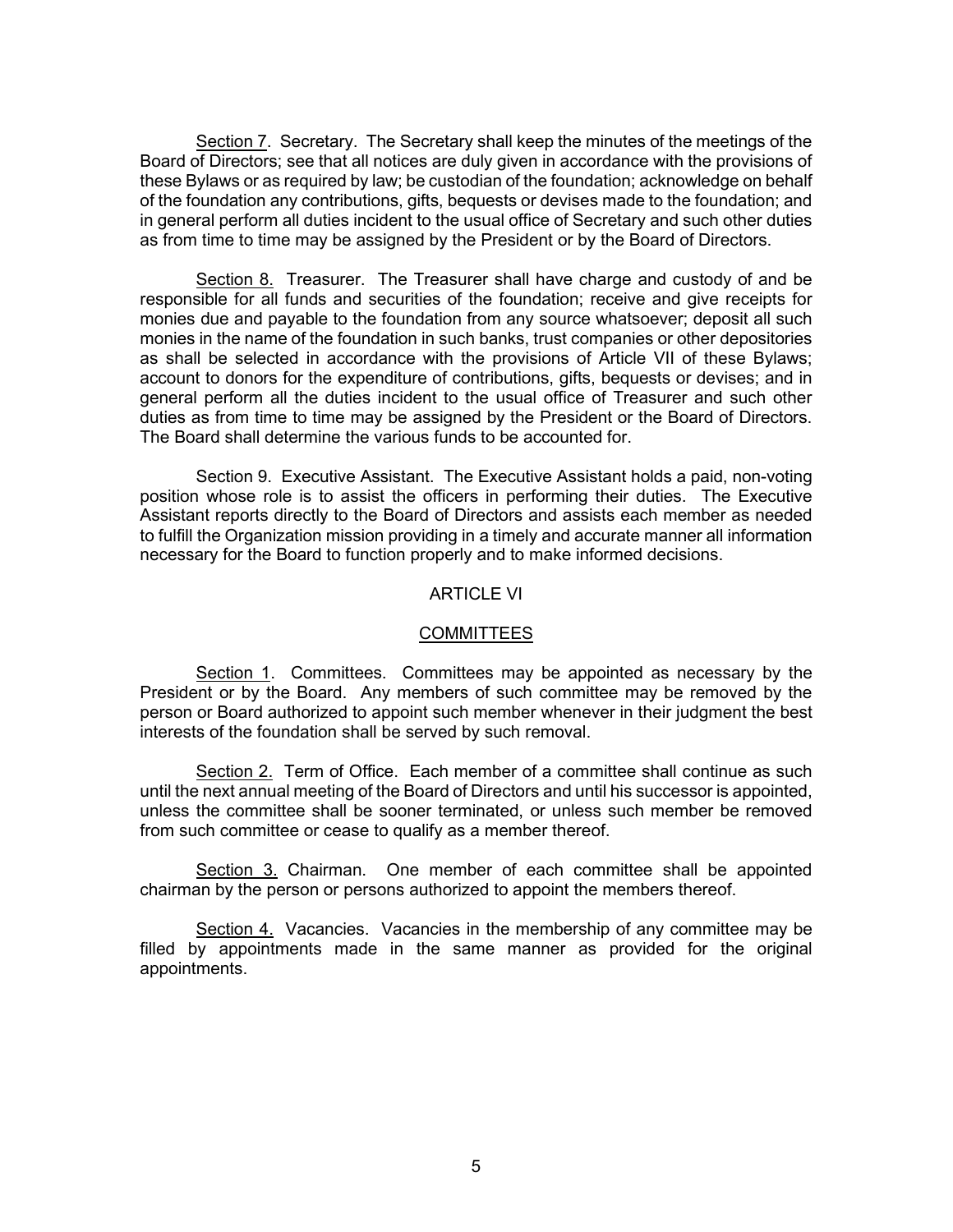Section 7. Secretary. The Secretary shall keep the minutes of the meetings of the Board of Directors; see that all notices are duly given in accordance with the provisions of these Bylaws or as required by law; be custodian of the foundation; acknowledge on behalf of the foundation any contributions, gifts, bequests or devises made to the foundation; and in general perform all duties incident to the usual office of Secretary and such other duties as from time to time may be assigned by the President or by the Board of Directors.

Section 8. Treasurer. The Treasurer shall have charge and custody of and be responsible for all funds and securities of the foundation; receive and give receipts for monies due and payable to the foundation from any source whatsoever; deposit all such monies in the name of the foundation in such banks, trust companies or other depositories as shall be selected in accordance with the provisions of Article VII of these Bylaws; account to donors for the expenditure of contributions, gifts, bequests or devises; and in general perform all the duties incident to the usual office of Treasurer and such other duties as from time to time may be assigned by the President or the Board of Directors. The Board shall determine the various funds to be accounted for.

Section 9. Executive Assistant. The Executive Assistant holds a paid, non-voting position whose role is to assist the officers in performing their duties. The Executive Assistant reports directly to the Board of Directors and assists each member as needed to fulfill the Organization mission providing in a timely and accurate manner all information necessary for the Board to function properly and to make informed decisions.

## ARTICLE VI

## COMMITTEES

Section 1. Committees. Committees may be appointed as necessary by the President or by the Board. Any members of such committee may be removed by the person or Board authorized to appoint such member whenever in their judgment the best interests of the foundation shall be served by such removal.

Section 2. Term of Office. Each member of a committee shall continue as such until the next annual meeting of the Board of Directors and until his successor is appointed, unless the committee shall be sooner terminated, or unless such member be removed from such committee or cease to qualify as a member thereof.

Section 3. Chairman. One member of each committee shall be appointed chairman by the person or persons authorized to appoint the members thereof.

Section 4. Vacancies. Vacancies in the membership of any committee may be filled by appointments made in the same manner as provided for the original appointments.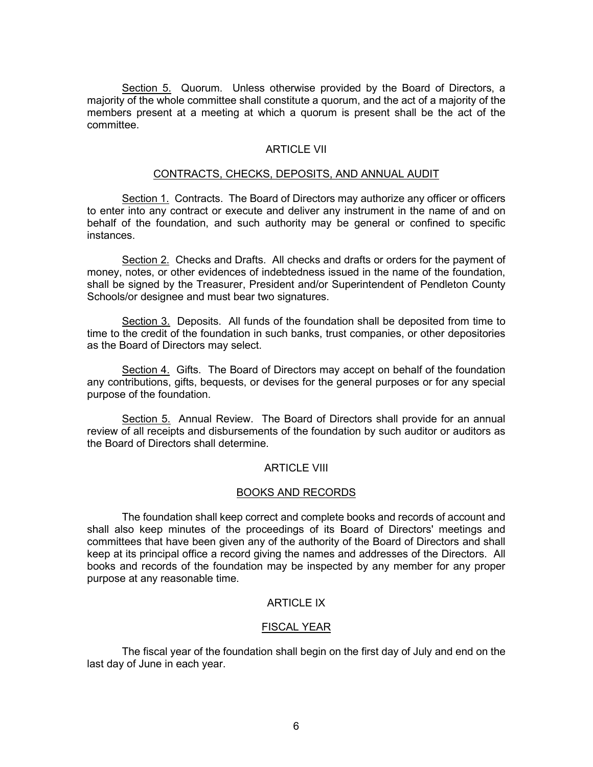Section 5. Quorum. Unless otherwise provided by the Board of Directors, a majority of the whole committee shall constitute a quorum, and the act of a majority of the members present at a meeting at which a quorum is present shall be the act of the committee.

## ARTICLE VII

## CONTRACTS, CHECKS, DEPOSITS, AND ANNUAL AUDIT

Section 1. Contracts. The Board of Directors may authorize any officer or officers to enter into any contract or execute and deliver any instrument in the name of and on behalf of the foundation, and such authority may be general or confined to specific instances.

Section 2. Checks and Drafts. All checks and drafts or orders for the payment of money, notes, or other evidences of indebtedness issued in the name of the foundation, shall be signed by the Treasurer, President and/or Superintendent of Pendleton County Schools/or designee and must bear two signatures.

Section 3. Deposits. All funds of the foundation shall be deposited from time to time to the credit of the foundation in such banks, trust companies, or other depositories as the Board of Directors may select.

Section 4. Gifts. The Board of Directors may accept on behalf of the foundation any contributions, gifts, bequests, or devises for the general purposes or for any special purpose of the foundation.

Section 5. Annual Review. The Board of Directors shall provide for an annual review of all receipts and disbursements of the foundation by such auditor or auditors as the Board of Directors shall determine.

## ARTICLE VIII

## BOOKS AND RECORDS

The foundation shall keep correct and complete books and records of account and shall also keep minutes of the proceedings of its Board of Directors' meetings and committees that have been given any of the authority of the Board of Directors and shall keep at its principal office a record giving the names and addresses of the Directors. All books and records of the foundation may be inspected by any member for any proper purpose at any reasonable time.

## ARTICLE IX

## FISCAL YEAR

The fiscal year of the foundation shall begin on the first day of July and end on the last day of June in each year.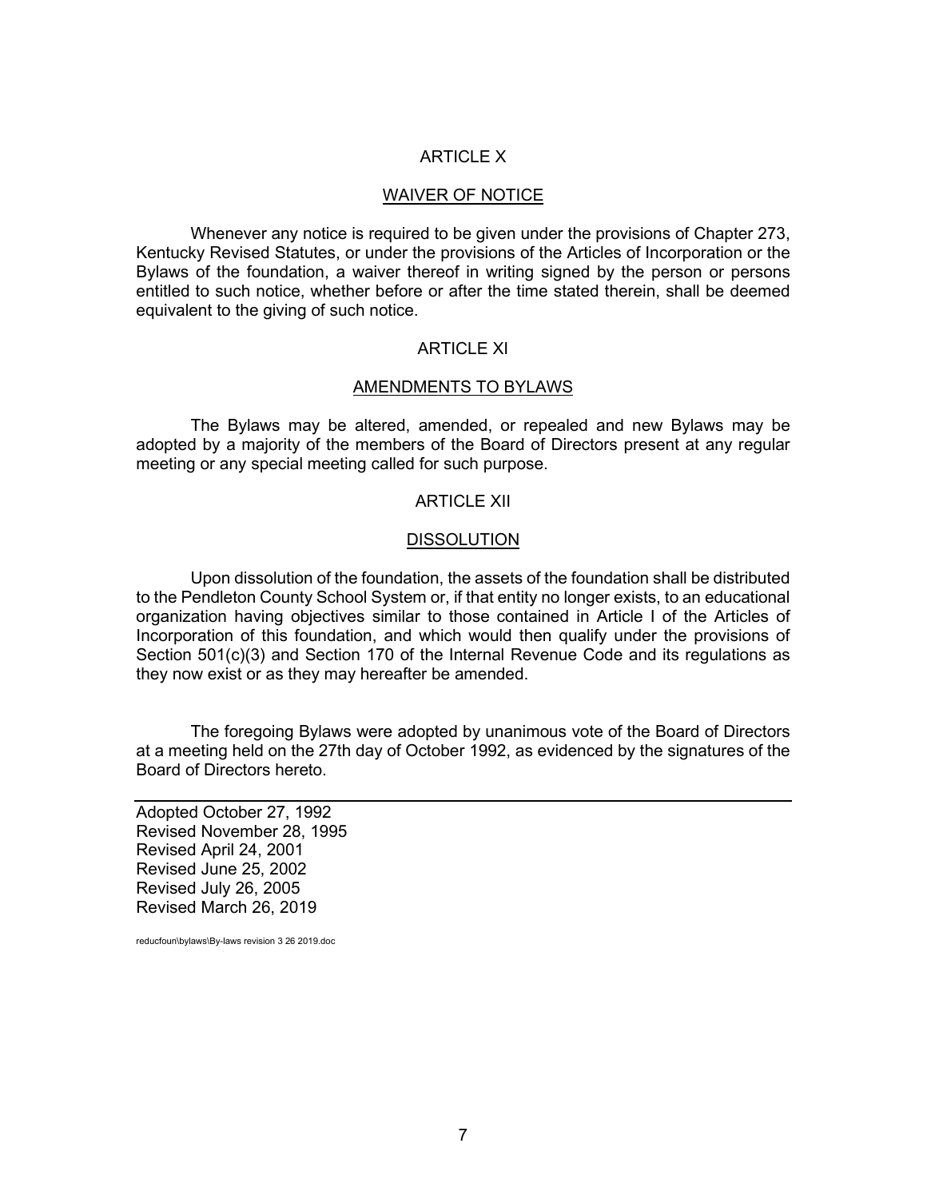## ARTICLE X

### WAIVER OF NOTICE

Whenever any notice is required to be given under the provisions of Chapter 273, Kentucky Revised Statutes, or under the provisions of the Articles of Incorporation or the Bylaws of the foundation, a waiver thereof in writing signed by the person or persons entitled to such notice, whether before or after the time stated therein, shall be deemed equivalent to the giving of such notice.

## ARTICLE XI

### AMENDMENTS TO BYLAWS

The Bylaws may be altered, amended, or repealed and new Bylaws may be adopted by a majority of the members of the Board of Directors present at any regular meeting or any special meeting called for such purpose.

## ARTICLE XII

### DISSOLUTION

Upon dissolution of the foundation, the assets of the foundation shall be distributed to the Pendleton County School System or, if that entity no longer exists, to an educational organization having objectives similar to those contained in Article I of the Articles of Incorporation of this foundation, and which would then qualify under the provisions of Section 501(c)(3) and Section 170 of the Internal Revenue Code and its regulations as they now exist or as they may hereafter be amended.

The foregoing Bylaws were adopted by unanimous vote of the Board of Directors at a meeting held on the 27th day of October 1992, as evidenced by the signatures of the Board of Directors hereto.

---

Adopted October 27, 1992
Revised November 28, 1995
Revised April 24, 2001
Revised June 25, 2002
Revised July 26, 2005
Revised March 26, 2019

reducfoun\bylaws\By-laws revision 3 26 2019.doc